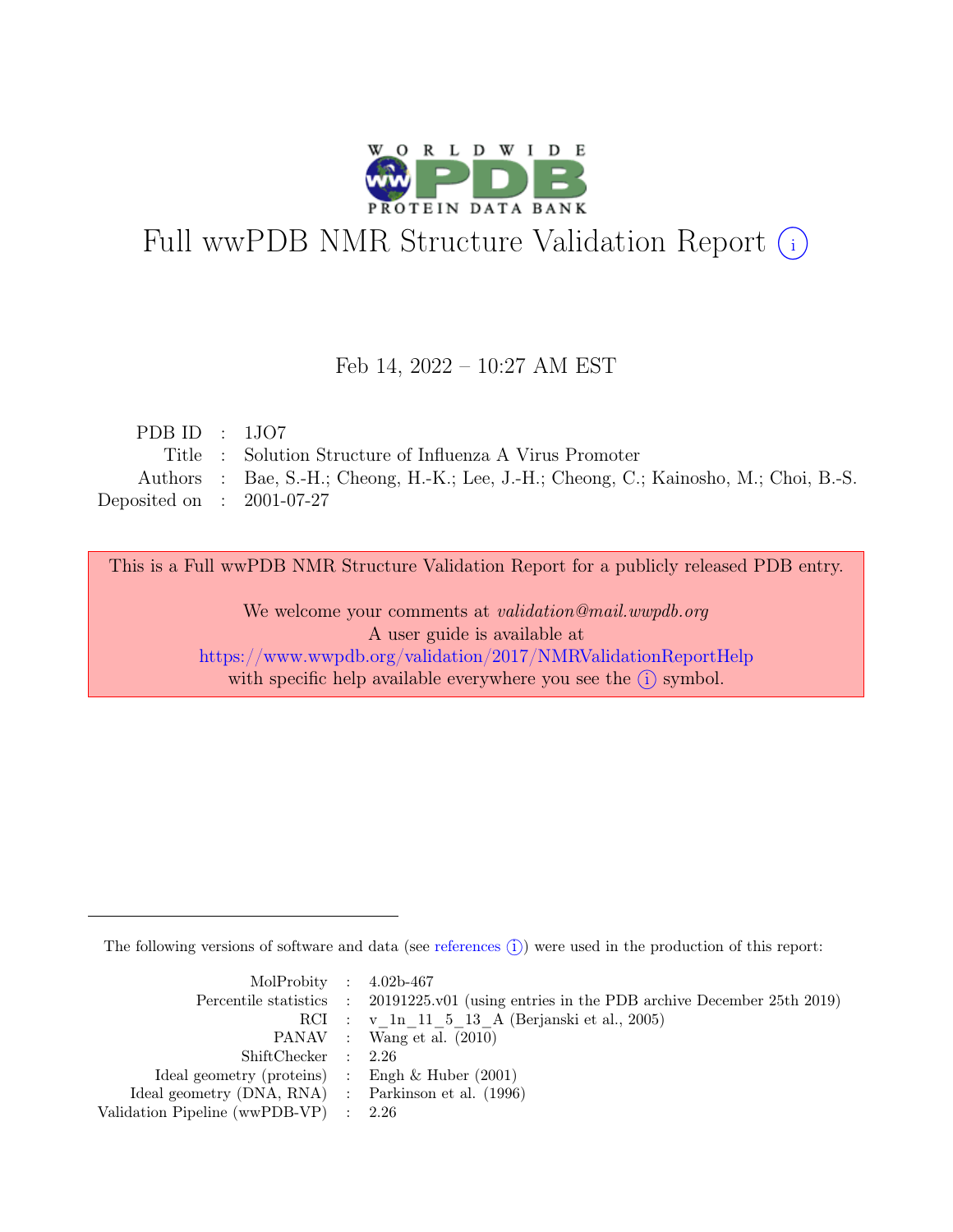# Full wwPDB NMR Structure Validation Report (i)

Feb 14, 2022 – 10:27 AM EST

| | | |
|---|---|---|
| PDB ID | : | 1JO7 |
| Title | : | Solution Structure of Influenza A Virus Promoter |
| Authors | : | Bae, S.-H.; Cheong, H.-K.; Lee, J.-H.; Cheong, C.; Kainosho, M.; Choi, B.-S. |
| Deposited on | : | 2001-07-27 |

This is a Full wwPDB NMR Structure Validation Report for a publicly released PDB entry.

We welcome your comments at *validation@mail.wwpdb.org*
A user guide is available at
https://www.wwpdb.org/validation/2017/NMRValidationReportHelp
with specific help available everywhere you see the (i) symbol.

The following versions of software and data (see references (i)) were used in the production of this report:

| | | |
|---|---|---|
| MolProbity | : | 4.02b-467 |
| Percentile statistics | : | 20191225.v01 (using entries in the PDB archive December 25th 2019) |
| RCI | : | v_1n_11_5_13_A (Berjanski et al., 2005) |
| PANAV | : | Wang et al. (2010) |
| ShiftChecker | : | 2.26 |
| Ideal geometry (proteins) | : | Engh & Huber (2001) |
| Ideal geometry (DNA, RNA) | : | Parkinson et al. (1996) |
| Validation Pipeline (wwPDB-VP) | : | 2.26 |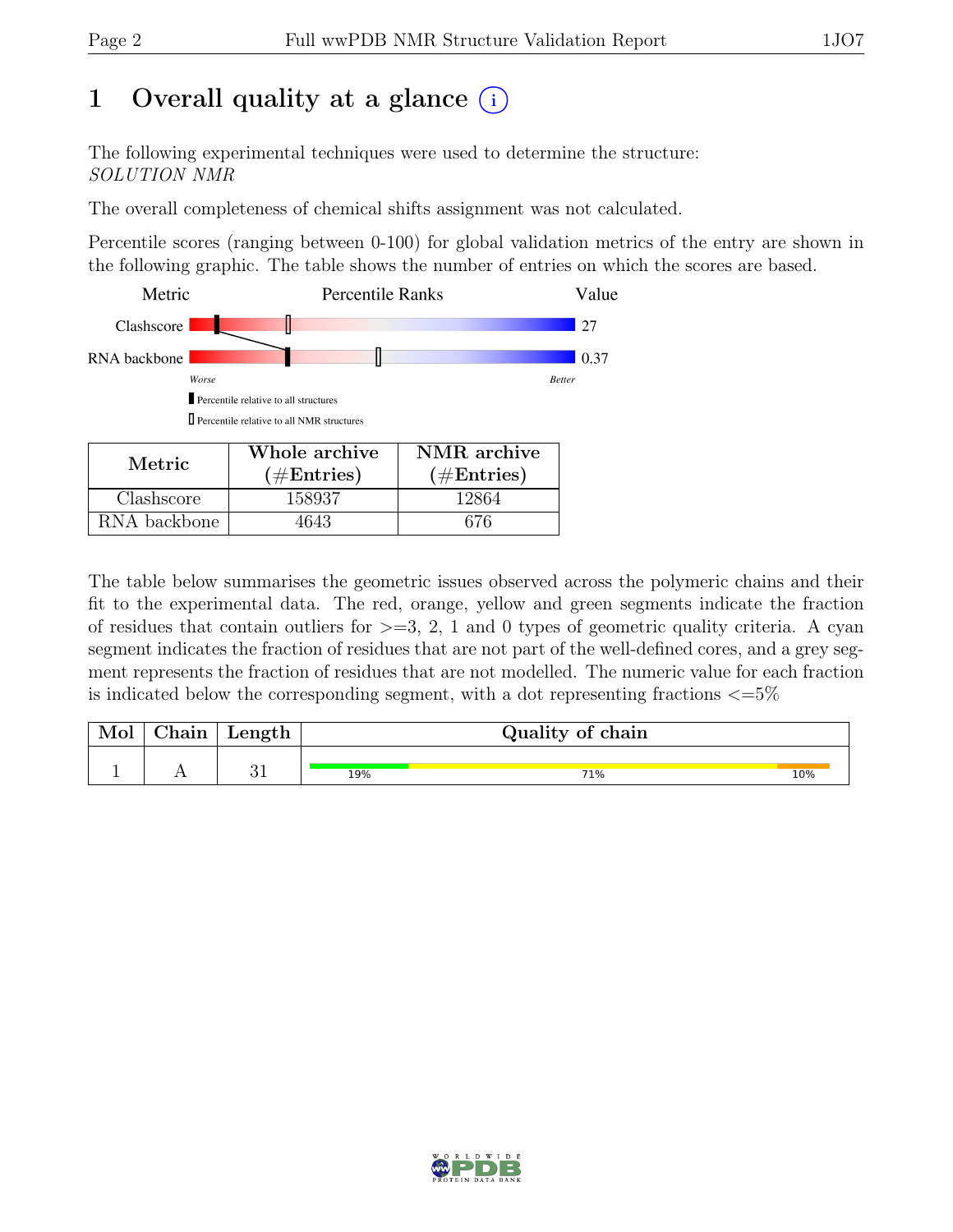# 1 Overall quality at a glance (i)

The following experimental techniques were used to determine the structure:
*SOLUTION NMR*

The overall completeness of chemical shifts assignment was not calculated.

Percentile scores (ranging between 0-100) for global validation metrics of the entry are shown in the following graphic. The table shows the number of entries on which the scores are based.

| Metric | Percentile Ranks | Value |
|---|---|---|
| Clashscore | | 27 |
| RNA backbone | | 0.37 |

Worse — Better

▮ Percentile relative to all structures

▯ Percentile relative to all NMR structures

| Metric | Whole archive (#Entries) | NMR archive (#Entries) |
|---|---|---|
| Clashscore | 158937 | 12864 |
| RNA backbone | 4643 | 676 |

The table below summarises the geometric issues observed across the polymeric chains and their fit to the experimental data. The red, orange, yellow and green segments indicate the fraction of residues that contain outliers for >=3, 2, 1 and 0 types of geometric quality criteria. A cyan segment indicates the fraction of residues that are not part of the well-defined cores, and a grey segment represents the fraction of residues that are not modelled. The numeric value for each fraction is indicated below the corresponding segment, with a dot representing fractions <=5%

| Mol | Chain | Length | Quality of chain |
|---|---|---|---|
| 1 | A | 31 | 19% (green), 71% (yellow), 10% (orange) |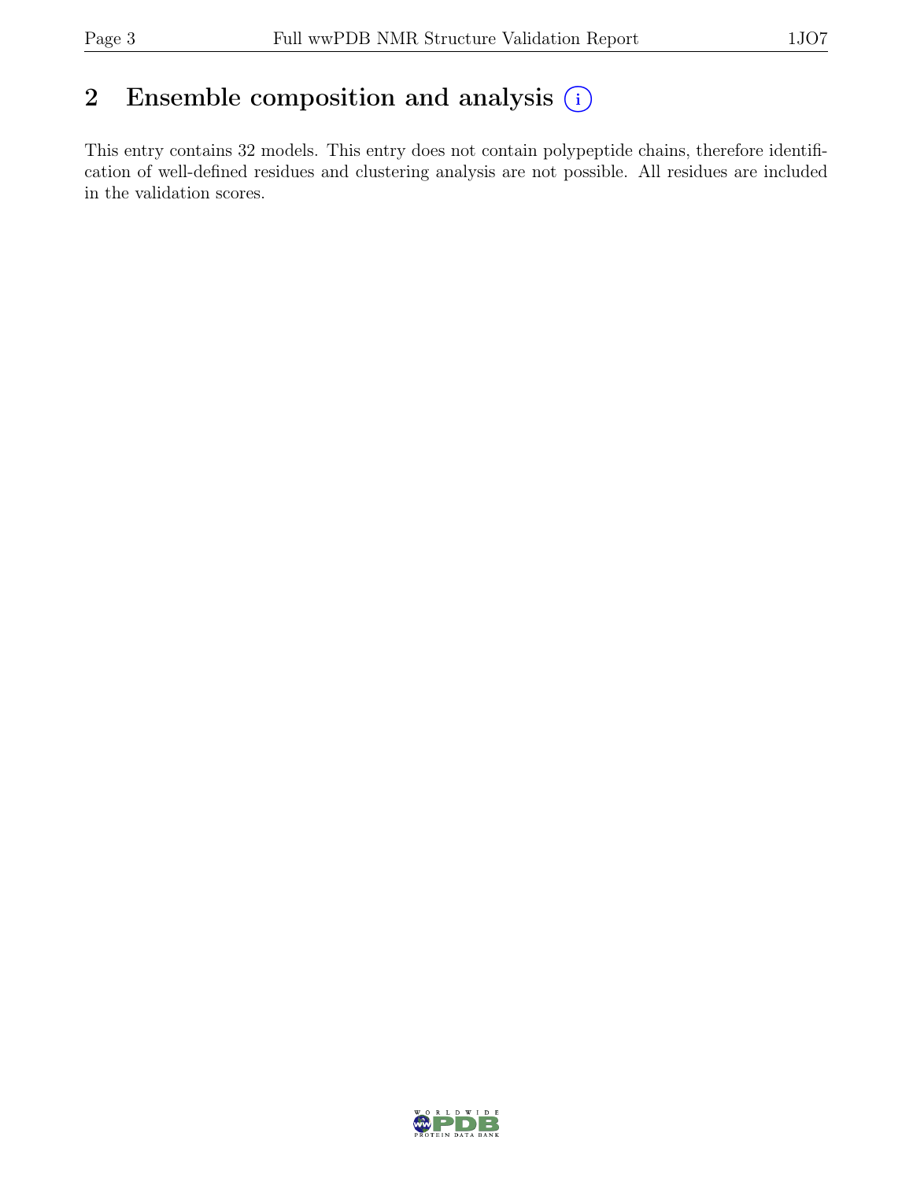## 2 Ensemble composition and analysis (i)

This entry contains 32 models. This entry does not contain polypeptide chains, therefore identification of well-defined residues and clustering analysis are not possible. All residues are included in the validation scores.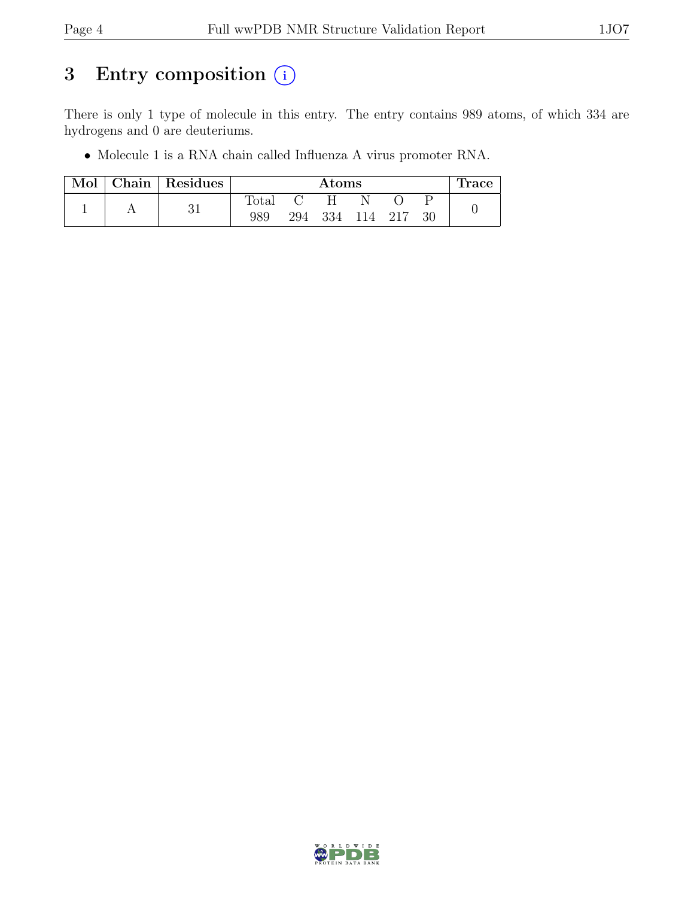# 3 Entry composition (i)

There is only 1 type of molecule in this entry. The entry contains 989 atoms, of which 334 are hydrogens and 0 are deuteriums.

- Molecule 1 is a RNA chain called Influenza A virus promoter RNA.

| Mol | Chain | Residues | Atoms | | | | | | Trace |
|---|---|---|---|---|---|---|---|---|---|
| | | | Total | C | H | N | O | P | |
| 1 | A | 31 | 989 | 294 | 334 | 114 | 217 | 30 | 0 |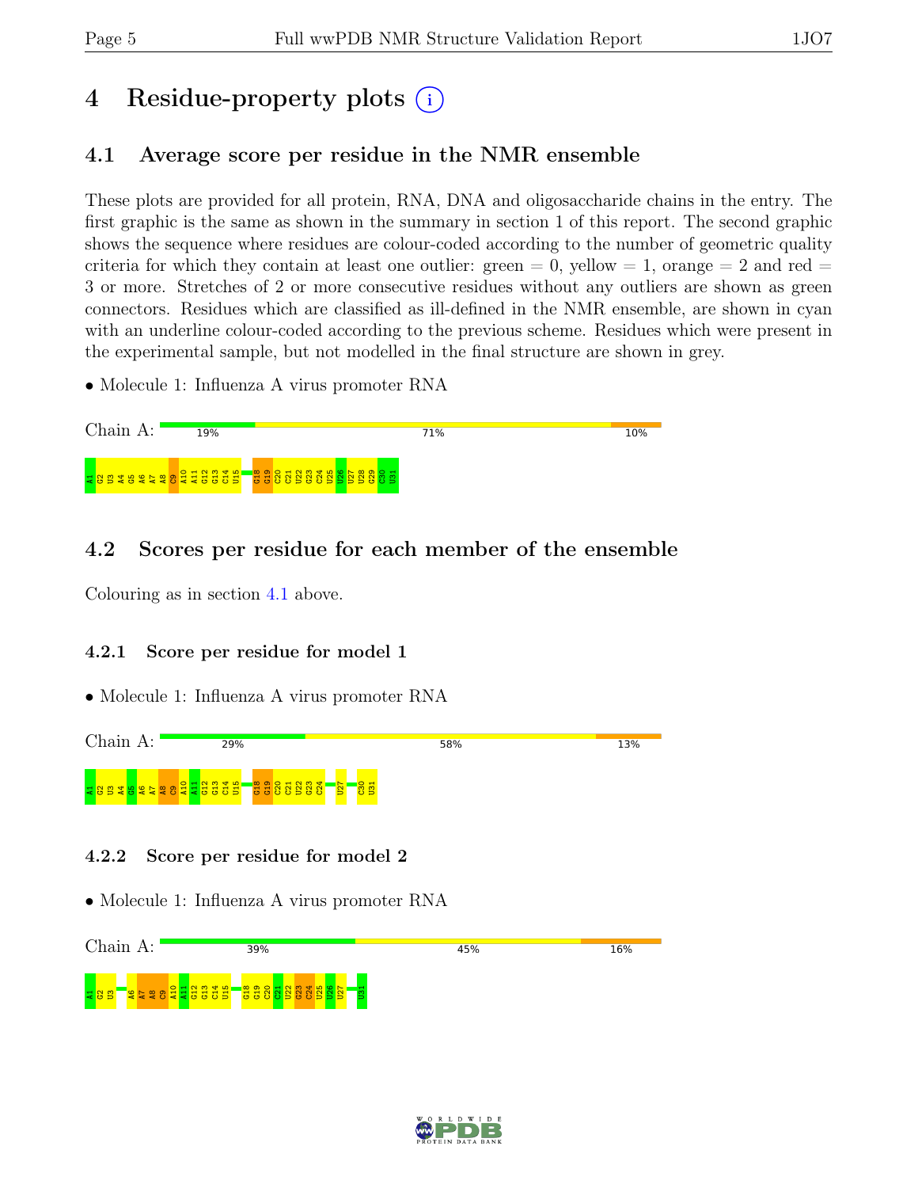# 4 Residue-property plots

## 4.1 Average score per residue in the NMR ensemble

These plots are provided for all protein, RNA, DNA and oligosaccharide chains in the entry. The first graphic is the same as shown in the summary in section 1 of this report. The second graphic shows the sequence where residues are colour-coded according to the number of geometric quality criteria for which they contain at least one outlier: green = 0, yellow = 1, orange = 2 and red = 3 or more. Stretches of 2 or more consecutive residues without any outliers are shown as green connectors. Residues which are classified as ill-defined in the NMR ensemble, are shown in cyan with an underline colour-coded according to the previous scheme. Residues which were present in the experimental sample, but not modelled in the final structure are shown in grey.

- Molecule 1: Influenza A virus promoter RNA

Chain A: 19% | 71% | 10%

A1 G2 U3 A4 G5 A6 A7 A8 C9 A10 A11 G12 G13 C14 U15 G18 G19 C20 C21 U22 G23 C24 U25 U26 U27 U28 G29 C30 U31

## 4.2 Scores per residue for each member of the ensemble

Colouring as in section 4.1 above.

### 4.2.1 Score per residue for model 1

- Molecule 1: Influenza A virus promoter RNA

Chain A: 29% | 58% | 13%

A1 G2 U3 A4 G5 A6 A7 A8 C9 A10 A11 G12 G13 C14 U15 G18 G19 C20 C21 U22 G23 C24 U27 C30 U31

### 4.2.2 Score per residue for model 2

- Molecule 1: Influenza A virus promoter RNA

Chain A: 39% | 45% | 16%

A1 G2 U3 A6 A7 A8 C9 A10 A11 G12 G13 C14 U15 G18 G19 C20 C21 U22 G23 C24 U25 U26 U27 U31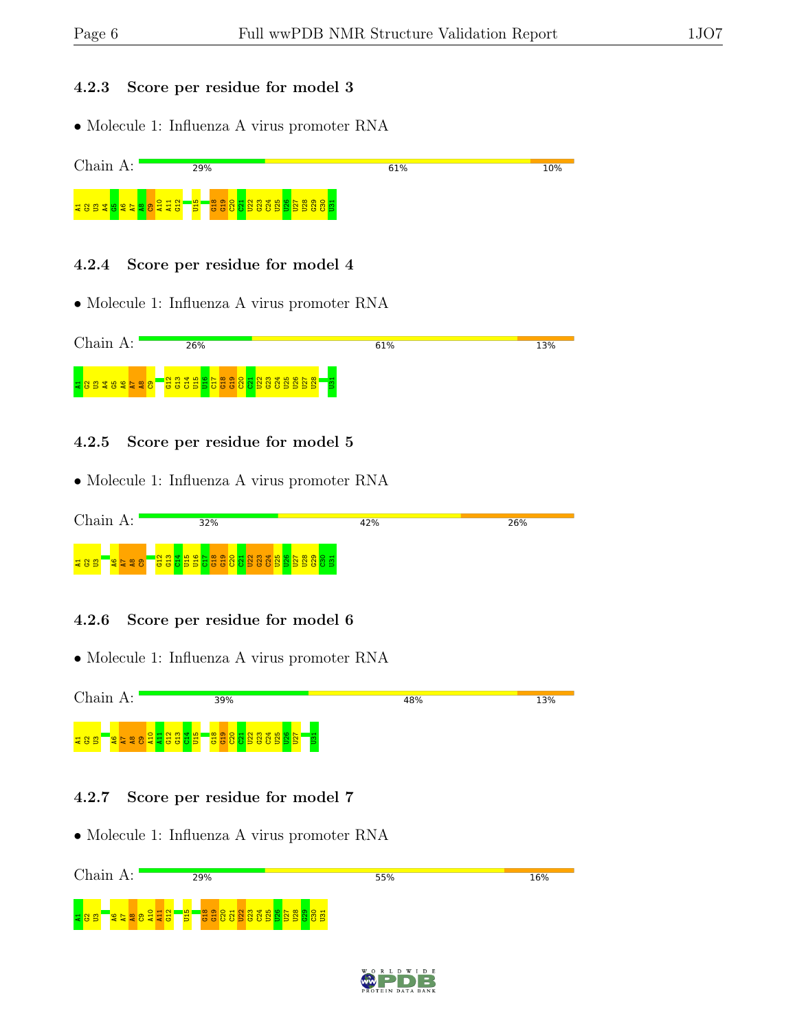### 4.2.3 Score per residue for model 3

- Molecule 1: Influenza A virus promoter RNA

Chain A: 29% | 61% | 10%

A1 G2 U3 A4 G5 A6 A7 A8 C9 A10 A11 G12 U15 G18 G19 C20 C21 U22 G23 C24 U25 U26 U27 U28 G29 C30 U31

### 4.2.4 Score per residue for model 4

- Molecule 1: Influenza A virus promoter RNA

Chain A: 26% | 61% | 13%

A1 G2 U3 A4 G5 A6 A7 A8 C9 G12 G13 C14 U15 U16 C17 G18 G19 C20 C21 U22 G23 C24 U25 U26 U27 U28 U31

### 4.2.5 Score per residue for model 5

- Molecule 1: Influenza A virus promoter RNA

Chain A: 32% | 42% | 26%

A1 G2 U3 A6 A7 A8 C9 G12 G13 C14 U15 U16 C17 G18 G19 C20 C21 U22 G23 C24 U25 U26 U27 U28 G29 C30 U31

### 4.2.6 Score per residue for model 6

- Molecule 1: Influenza A virus promoter RNA

Chain A: 39% | 48% | 13%

A1 G2 U3 A6 A7 A8 C9 A10 A11 G12 G13 C14 U15 G18 G19 C20 C21 U22 G23 C24 U25 U26 U27 U31

### 4.2.7 Score per residue for model 7

- Molecule 1: Influenza A virus promoter RNA

Chain A: 29% | 55% | 16%

A1 G2 U3 A6 A7 A8 C9 A10 A11 G12 U15 G18 G19 C20 C21 U22 G23 C24 U25 U26 U27 U28 G29 C30 U31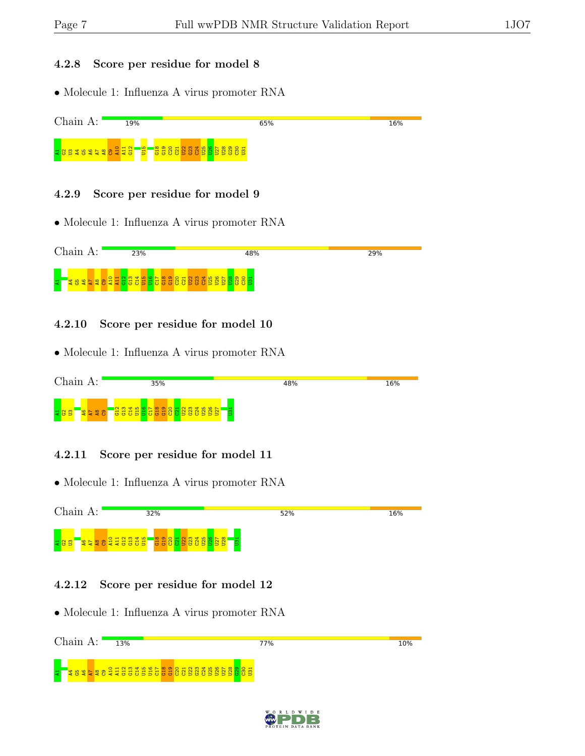### 4.2.8 Score per residue for model 8

- Molecule 1: Influenza A virus promoter RNA

Chain A: 19% 65% 16%

A1 G2 U3 A4 G5 A6 A7 A8 C9 A10 A11 G12 U15 G18 G19 C20 C21 U22 G23 C24 U25 U26 U27 U28 G29 C30 U31

### 4.2.9 Score per residue for model 9

- Molecule 1: Influenza A virus promoter RNA

Chain A: 23% 48% 29%

A1 A4 G5 A6 A7 A8 C9 A10 A11 G12 G13 C14 U15 U16 C17 G18 G19 C20 C21 U22 G23 C24 U25 U26 U27 U28 G29 C30 U31

### 4.2.10 Score per residue for model 10

- Molecule 1: Influenza A virus promoter RNA

Chain A: 35% 48% 16%

A1 G2 U3 A6 A7 A8 C9 G12 G13 C14 U15 U16 C17 G18 G19 C20 C21 U22 G23 C24 U25 U26 U27 U31

### 4.2.11 Score per residue for model 11

- Molecule 1: Influenza A virus promoter RNA

Chain A: 32% 52% 16%

A1 G2 U3 A6 A7 A8 C9 A10 A11 G12 G13 C14 U15 G18 G19 C20 C21 U22 G23 C24 U25 U26 U27 U28 U31

### 4.2.12 Score per residue for model 12

- Molecule 1: Influenza A virus promoter RNA

Chain A: 13% 77% 10%

A1 A4 G5 A6 A7 A8 C9 A10 A11 G12 G13 C14 U15 U16 C17 G18 G19 C20 C21 U22 G23 C24 U25 U26 U27 U28 G29 C30 U31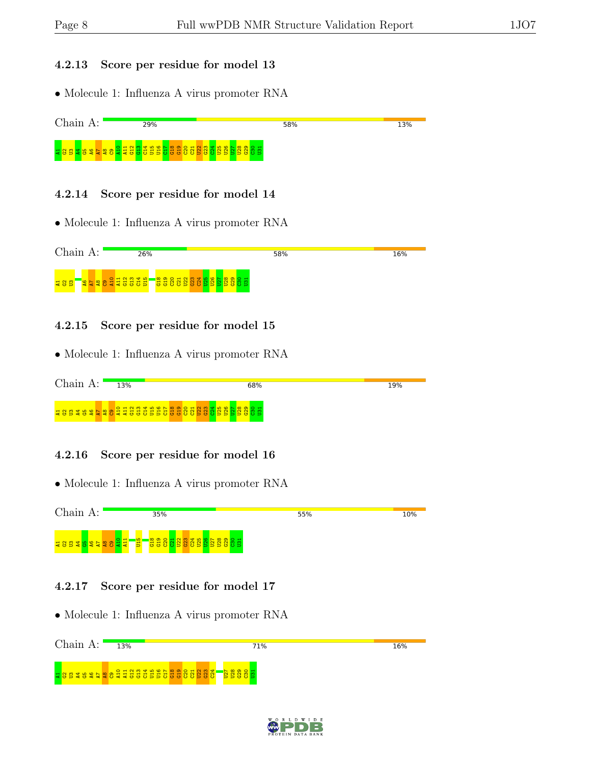### 4.2.13 Score per residue for model 13

- Molecule 1: Influenza A virus promoter RNA

Chain A: 29% 58% 13%

A1 G2 U3 A4 G5 A6 A7 A8 C9 A10 A11 G12 G13 C14 U15 U16 C17 G18 G19 C20 C21 U22 G23 C24 U25 U26 U27 U28 G29 C30 U31

### 4.2.14 Score per residue for model 14

- Molecule 1: Influenza A virus promoter RNA

Chain A: 26% 58% 16%

A1 G2 U3 A6 A7 A8 C9 A10 A11 G12 G13 C14 U15 G18 G19 C20 C21 U22 G23 C24 U25 U26 U27 U28 G29 C30 U31

### 4.2.15 Score per residue for model 15

- Molecule 1: Influenza A virus promoter RNA

Chain A: 13% 68% 19%

A1 G2 U3 A4 G5 A6 A7 A8 C9 A10 A11 G12 G13 C14 U15 U16 C17 G18 G19 C20 C21 U22 G23 C24 U25 U26 U27 U28 G29 C30 U31

### 4.2.16 Score per residue for model 16

- Molecule 1: Influenza A virus promoter RNA

Chain A: 35% 55% 10%

A1 G2 U3 A4 G5 A6 A7 A8 C9 A10 A11 U15 G18 G19 C20 C21 U22 G23 C24 U25 U26 U27 U28 G29 C30 U31

### 4.2.17 Score per residue for model 17

- Molecule 1: Influenza A virus promoter RNA

Chain A: 13% 71% 16%

A1 G2 U3 A4 G5 A6 A7 A8 C9 A10 A11 G12 G13 C14 U15 U16 C17 G18 G19 C20 C21 U22 G23 C24 U27 U28 G29 C30 U31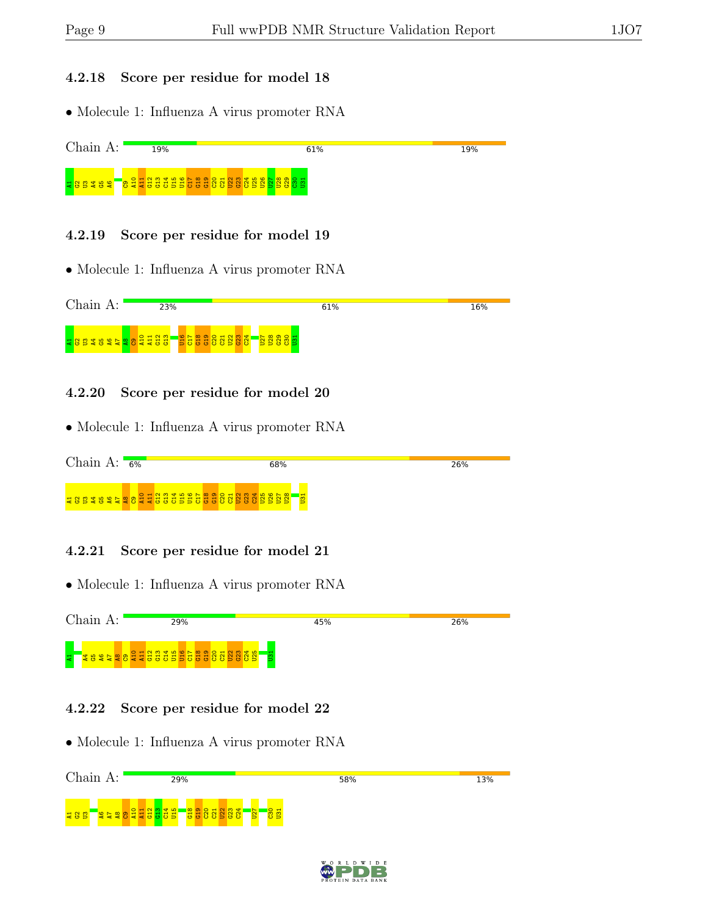### 4.2.18 Score per residue for model 18

- Molecule 1: Influenza A virus promoter RNA

Chain A: 19% 61% 19%

A1 G2 U3 A4 G5 A6 C9 A10 A11 G12 G13 C14 U15 U16 C17 G18 G19 C20 C21 U22 G23 C24 U25 U26 U27 U28 G29 C30 U31

### 4.2.19 Score per residue for model 19

- Molecule 1: Influenza A virus promoter RNA

Chain A: 23% 61% 16%

A1 G2 U3 A4 G5 A6 A7 A8 C9 A10 A11 G12 G13 U16 C17 G18 G19 C20 C21 U22 G23 C24 U27 U28 G29 C30 U31

### 4.2.20 Score per residue for model 20

- Molecule 1: Influenza A virus promoter RNA

Chain A: 6% 68% 26%

A1 G2 U3 A4 G5 A6 A7 A8 C9 A10 A11 G12 G13 C14 U15 U16 C17 G18 G19 C20 C21 U22 G23 C24 U25 U26 U27 U28 U31

### 4.2.21 Score per residue for model 21

- Molecule 1: Influenza A virus promoter RNA

Chain A: 29% 45% 26%

A1 A4 G5 A6 A7 A8 C9 A10 A11 G12 G13 C14 U15 U16 C17 G18 G19 C20 C21 U22 G23 C24 U25 U31

### 4.2.22 Score per residue for model 22

- Molecule 1: Influenza A virus promoter RNA

Chain A: 29% 58% 13%

A1 G2 U3 A6 A7 A8 C9 A10 A11 G12 G13 C14 U15 G18 G19 C20 C21 U22 G23 C24 U27 C30 U31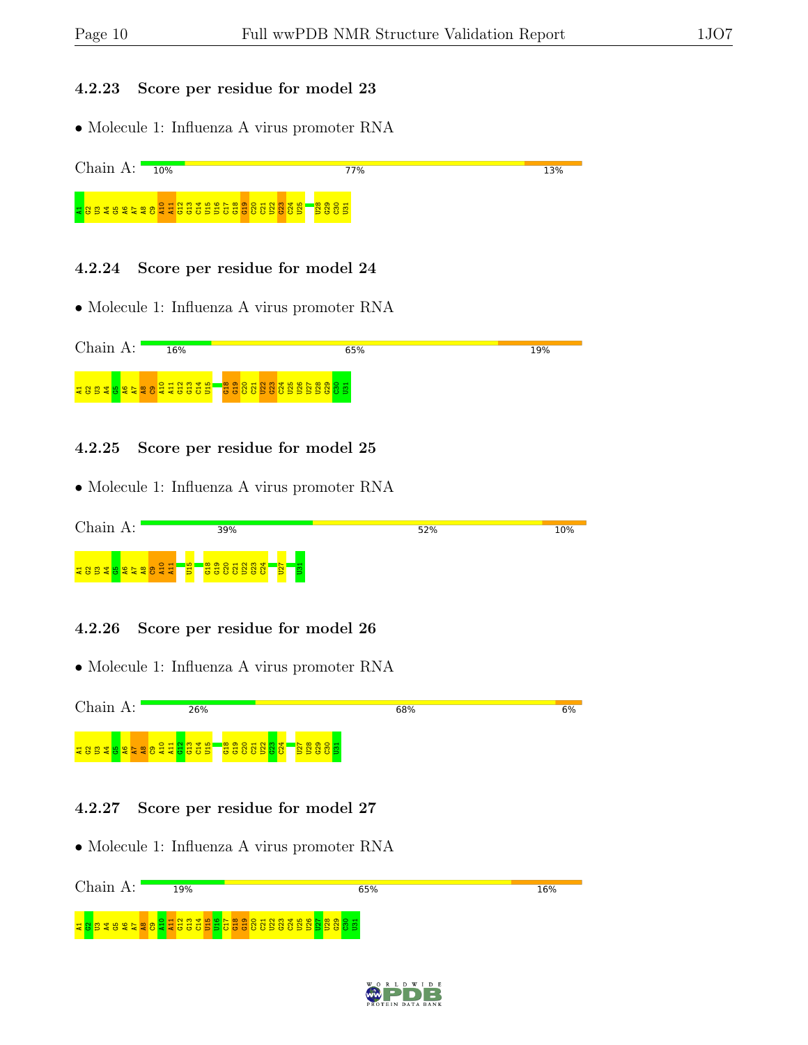### 4.2.23 Score per residue for model 23

• Molecule 1: Influenza A virus promoter RNA

Chain A: 10% 77% 13%

A1 G2 U3 A4 G5 A6 A7 A8 C9 A10 A11 G12 G13 C14 U15 U16 C17 G18 G19 C20 C21 U22 G23 C24 U25 U28 G29 C30 U31

### 4.2.24 Score per residue for model 24

• Molecule 1: Influenza A virus promoter RNA

Chain A: 16% 65% 19%

A1 G2 U3 A4 G5 A6 A7 A8 C9 A10 A11 G12 G13 C14 U15 G18 G19 C20 C21 U22 G23 C24 U25 U26 U27 U28 G29 C30 U31

### 4.2.25 Score per residue for model 25

• Molecule 1: Influenza A virus promoter RNA

Chain A: 39% 52% 10%

A1 G2 U3 A4 G5 A6 A7 A8 C9 A10 A11 U15 G18 G19 C20 C21 U22 G23 C24 U27 U31

### 4.2.26 Score per residue for model 26

• Molecule 1: Influenza A virus promoter RNA

Chain A: 26% 68% 6%

A1 G2 U3 A4 G5 A6 A7 A8 C9 A10 A11 G12 G13 C14 U15 G18 G19 C20 C21 U22 G23 C24 U27 U28 G29 C30 U31

### 4.2.27 Score per residue for model 27

• Molecule 1: Influenza A virus promoter RNA

Chain A: 19% 65% 16%

A1 G2 U3 A4 G5 A6 A7 A8 C9 A10 A11 G12 G13 C14 U15 U16 C17 G18 G19 C20 C21 U22 G23 C24 U25 U26 U27 U28 G29 C30 U31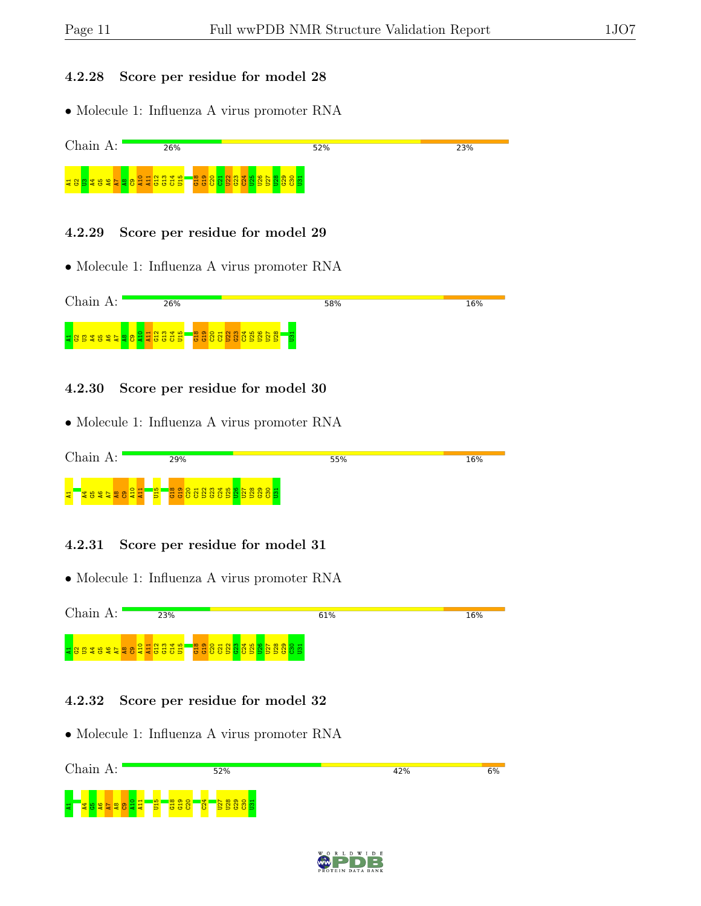### 4.2.28 Score per residue for model 28

• Molecule 1: Influenza A virus promoter RNA

Chain A: 26% | 52% | 23%

A1 G2 U3 A4 G5 A6 A7 A8 C9 A10 A11 G12 G13 C14 U15 G18 G19 C20 C21 U22 G23 C24 U25 U26 U27 U28 G29 C30 U31

### 4.2.29 Score per residue for model 29

• Molecule 1: Influenza A virus promoter RNA

Chain A: 26% | 58% | 16%

A1 G2 U3 A4 G5 A6 A7 A8 C9 A10 A11 G12 G13 C14 U15 G18 G19 C20 C21 U22 G23 C24 U25 U26 U27 U28 U31

### 4.2.30 Score per residue for model 30

• Molecule 1: Influenza A virus promoter RNA

Chain A: 29% | 55% | 16%

A1 A4 G5 A6 A7 A8 C9 A10 A11 U15 G18 G19 C20 C21 U22 G23 C24 U25 U26 U27 U28 G29 C30 U31

### 4.2.31 Score per residue for model 31

• Molecule 1: Influenza A virus promoter RNA

Chain A: 23% | 61% | 16%

A1 G2 U3 A4 G5 A6 A7 A8 C9 A10 A11 G12 G13 C14 U15 G18 G19 C20 C21 U22 G23 C24 U25 U26 U27 U28 G29 C30 U31

### 4.2.32 Score per residue for model 32

• Molecule 1: Influenza A virus promoter RNA

Chain A: 52% | 42% | 6%

A1 A4 G5 A6 A7 A8 C9 A10 A11 U15 G18 G19 C20 C24 U27 U28 G29 C30 U31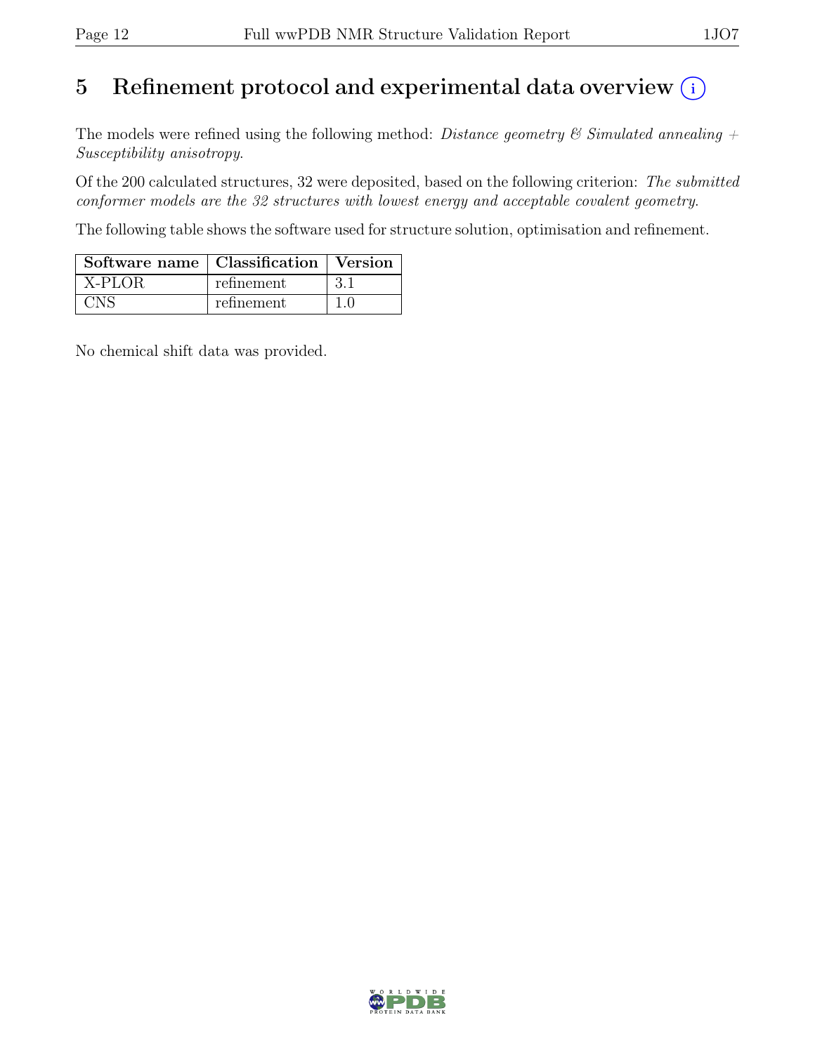# 5 Refinement protocol and experimental data overview (i)

The models were refined using the following method: *Distance geometry & Simulated annealing + Susceptibility anisotropy*.

Of the 200 calculated structures, 32 were deposited, based on the following criterion: *The submitted conformer models are the 32 structures with lowest energy and acceptable covalent geometry*.

The following table shows the software used for structure solution, optimisation and refinement.

| Software name | Classification | Version |
|---|---|---|
| X-PLOR | refinement | 3.1 |
| CNS | refinement | 1.0 |

No chemical shift data was provided.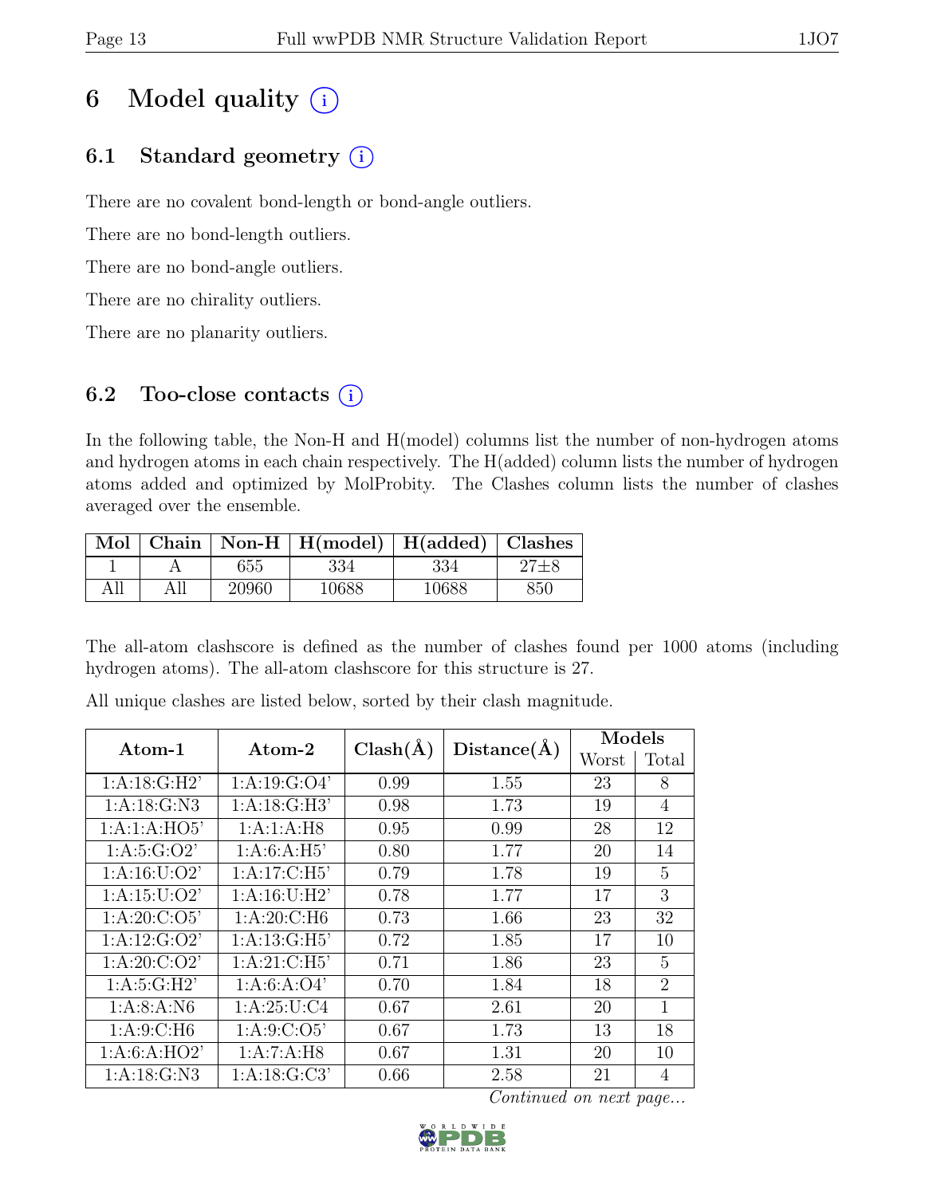# 6 Model quality (i)

## 6.1 Standard geometry (i)

There are no covalent bond-length or bond-angle outliers.

There are no bond-length outliers.

There are no bond-angle outliers.

There are no chirality outliers.

There are no planarity outliers.

## 6.2 Too-close contacts (i)

In the following table, the Non-H and H(model) columns list the number of non-hydrogen atoms and hydrogen atoms in each chain respectively. The H(added) column lists the number of hydrogen atoms added and optimized by MolProbity. The Clashes column lists the number of clashes averaged over the ensemble.

| Mol | Chain | Non-H | H(model) | H(added) | Clashes |
|---|---|---|---|---|---|
| 1 | A | 655 | 334 | 334 | 27±8 |
| All | All | 20960 | 10688 | 10688 | 850 |

The all-atom clashscore is defined as the number of clashes found per 1000 atoms (including hydrogen atoms). The all-atom clashscore for this structure is 27.

All unique clashes are listed below, sorted by their clash magnitude.

| Atom-1 | Atom-2 | Clash(Å) | Distance(Å) | Models | |
|---|---|---|---|---|---|
| | | | | Worst | Total |
| 1:A:18:G:H2' | 1:A:19:G:O4' | 0.99 | 1.55 | 23 | 8 |
| 1:A:18:G:N3 | 1:A:18:G:H3' | 0.98 | 1.73 | 19 | 4 |
| 1:A:1:A:HO5' | 1:A:1:A:H8 | 0.95 | 0.99 | 28 | 12 |
| 1:A:5:G:O2' | 1:A:6:A:H5' | 0.80 | 1.77 | 20 | 14 |
| 1:A:16:U:O2' | 1:A:17:C:H5' | 0.79 | 1.78 | 19 | 5 |
| 1:A:15:U:O2' | 1:A:16:U:H2' | 0.78 | 1.77 | 17 | 3 |
| 1:A:20:C:O5' | 1:A:20:C:H6 | 0.73 | 1.66 | 23 | 32 |
| 1:A:12:G:O2' | 1:A:13:G:H5' | 0.72 | 1.85 | 17 | 10 |
| 1:A:20:C:O2' | 1:A:21:C:H5' | 0.71 | 1.86 | 23 | 5 |
| 1:A:5:G:H2' | 1:A:6:A:O4' | 0.70 | 1.84 | 18 | 2 |
| 1:A:8:A:N6 | 1:A:25:U:C4 | 0.67 | 2.61 | 20 | 1 |
| 1:A:9:C:H6 | 1:A:9:C:O5' | 0.67 | 1.73 | 13 | 18 |
| 1:A:6:A:HO2' | 1:A:7:A:H8 | 0.67 | 1.31 | 20 | 10 |
| 1:A:18:G:N3 | 1:A:18:G:C3' | 0.66 | 2.58 | 21 | 4 |

*Continued on next page...*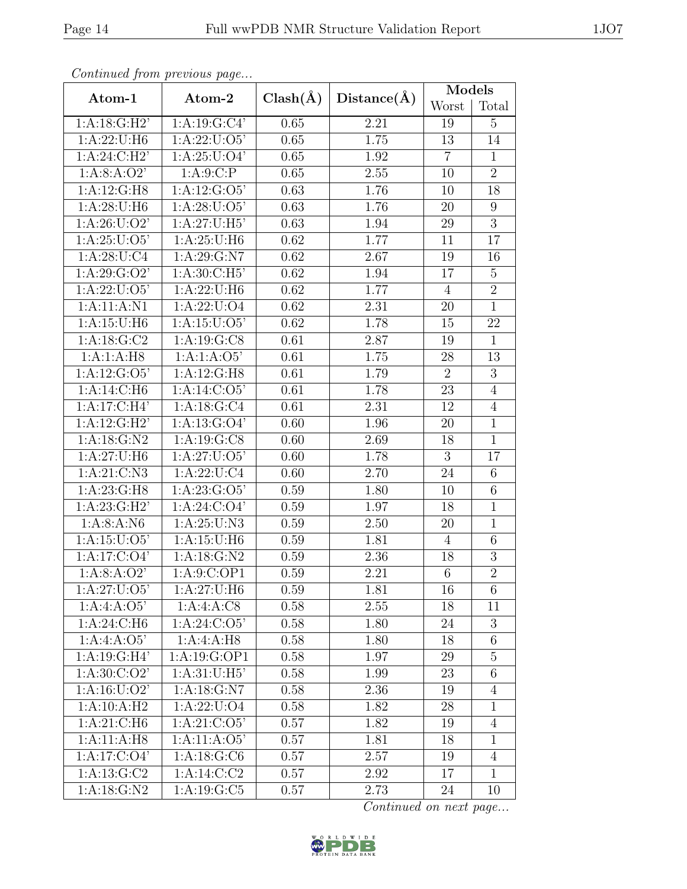*Continued from previous page...*

| Atom-1 | Atom-2 | Clash(Å) | Distance(Å) | Models | |
|---|---|---|---|---|---|
| | | | | Worst | Total |
| 1:A:18:G:H2' | 1:A:19:G:C4' | 0.65 | 2.21 | 19 | 5 |
| 1:A:22:U:H6 | 1:A:22:U:O5' | 0.65 | 1.75 | 13 | 14 |
| 1:A:24:C:H2' | 1:A:25:U:O4' | 0.65 | 1.92 | 7 | 1 |
| 1:A:8:A:O2' | 1:A:9:C:P | 0.65 | 2.55 | 10 | 2 |
| 1:A:12:G:H8 | 1:A:12:G:O5' | 0.63 | 1.76 | 10 | 18 |
| 1:A:28:U:H6 | 1:A:28:U:O5' | 0.63 | 1.76 | 20 | 9 |
| 1:A:26:U:O2' | 1:A:27:U:H5' | 0.63 | 1.94 | 29 | 3 |
| 1:A:25:U:O5' | 1:A:25:U:H6 | 0.62 | 1.77 | 11 | 17 |
| 1:A:28:U:C4 | 1:A:29:G:N7 | 0.62 | 2.67 | 19 | 16 |
| 1:A:29:G:O2' | 1:A:30:C:H5' | 0.62 | 1.94 | 17 | 5 |
| 1:A:22:U:O5' | 1:A:22:U:H6 | 0.62 | 1.77 | 4 | 2 |
| 1:A:11:A:N1 | 1:A:22:U:O4 | 0.62 | 2.31 | 20 | 1 |
| 1:A:15:U:H6 | 1:A:15:U:O5' | 0.62 | 1.78 | 15 | 22 |
| 1:A:18:G:C2 | 1:A:19:G:C8 | 0.61 | 2.87 | 19 | 1 |
| 1:A:1:A:H8 | 1:A:1:A:O5' | 0.61 | 1.75 | 28 | 13 |
| 1:A:12:G:O5' | 1:A:12:G:H8 | 0.61 | 1.79 | 2 | 3 |
| 1:A:14:C:H6 | 1:A:14:C:O5' | 0.61 | 1.78 | 23 | 4 |
| 1:A:17:C:H4' | 1:A:18:G:C4 | 0.61 | 2.31 | 12 | 4 |
| 1:A:12:G:H2' | 1:A:13:G:O4' | 0.60 | 1.96 | 20 | 1 |
| 1:A:18:G:N2 | 1:A:19:G:C8 | 0.60 | 2.69 | 18 | 1 |
| 1:A:27:U:H6 | 1:A:27:U:O5' | 0.60 | 1.78 | 3 | 17 |
| 1:A:21:C:N3 | 1:A:22:U:C4 | 0.60 | 2.70 | 24 | 6 |
| 1:A:23:G:H8 | 1:A:23:G:O5' | 0.59 | 1.80 | 10 | 6 |
| 1:A:23:G:H2' | 1:A:24:C:O4' | 0.59 | 1.97 | 18 | 1 |
| 1:A:8:A:N6 | 1:A:25:U:N3 | 0.59 | 2.50 | 20 | 1 |
| 1:A:15:U:O5' | 1:A:15:U:H6 | 0.59 | 1.81 | 4 | 6 |
| 1:A:17:C:O4' | 1:A:18:G:N2 | 0.59 | 2.36 | 18 | 3 |
| 1:A:8:A:O2' | 1:A:9:C:OP1 | 0.59 | 2.21 | 6 | 2 |
| 1:A:27:U:O5' | 1:A:27:U:H6 | 0.59 | 1.81 | 16 | 6 |
| 1:A:4:A:O5' | 1:A:4:A:C8 | 0.58 | 2.55 | 18 | 11 |
| 1:A:24:C:H6 | 1:A:24:C:O5' | 0.58 | 1.80 | 24 | 3 |
| 1:A:4:A:O5' | 1:A:4:A:H8 | 0.58 | 1.80 | 18 | 6 |
| 1:A:19:G:H4' | 1:A:19:G:OP1 | 0.58 | 1.97 | 29 | 5 |
| 1:A:30:C:O2' | 1:A:31:U:H5' | 0.58 | 1.99 | 23 | 6 |
| 1:A:16:U:O2' | 1:A:18:G:N7 | 0.58 | 2.36 | 19 | 4 |
| 1:A:10:A:H2 | 1:A:22:U:O4 | 0.58 | 1.82 | 28 | 1 |
| 1:A:21:C:H6 | 1:A:21:C:O5' | 0.57 | 1.82 | 19 | 4 |
| 1:A:11:A:H8 | 1:A:11:A:O5' | 0.57 | 1.81 | 18 | 1 |
| 1:A:17:C:O4' | 1:A:18:G:C6 | 0.57 | 2.57 | 19 | 4 |
| 1:A:13:G:C2 | 1:A:14:C:C2 | 0.57 | 2.92 | 17 | 1 |
| 1:A:18:G:N2 | 1:A:19:G:C5 | 0.57 | 2.73 | 24 | 10 |

*Continued on next page...*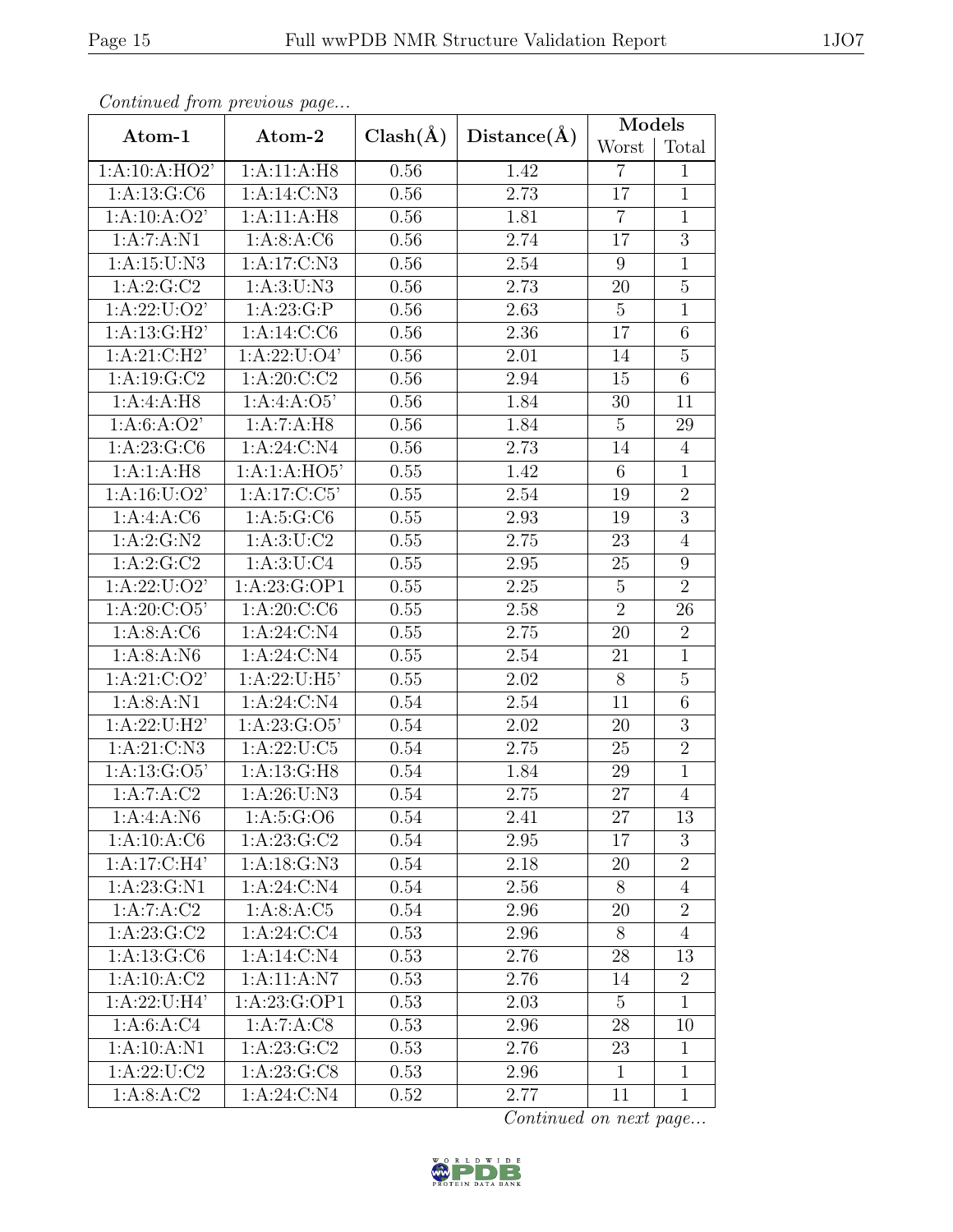*Continued from previous page...*

| Atom-1 | Atom-2 | Clash(Å) | Distance(Å) | Models | |
|---|---|---|---|---|---|
| | | | | Worst | Total |
| 1:A:10:A:HO2' | 1:A:11:A:H8 | 0.56 | 1.42 | 7 | 1 |
| 1:A:13:G:C6 | 1:A:14:C:N3 | 0.56 | 2.73 | 17 | 1 |
| 1:A:10:A:O2' | 1:A:11:A:H8 | 0.56 | 1.81 | 7 | 1 |
| 1:A:7:A:N1 | 1:A:8:A:C6 | 0.56 | 2.74 | 17 | 3 |
| 1:A:15:U:N3 | 1:A:17:C:N3 | 0.56 | 2.54 | 9 | 1 |
| 1:A:2:G:C2 | 1:A:3:U:N3 | 0.56 | 2.73 | 20 | 5 |
| 1:A:22:U:O2' | 1:A:23:G:P | 0.56 | 2.63 | 5 | 1 |
| 1:A:13:G:H2' | 1:A:14:C:C6 | 0.56 | 2.36 | 17 | 6 |
| 1:A:21:C:H2' | 1:A:22:U:O4' | 0.56 | 2.01 | 14 | 5 |
| 1:A:19:G:C2 | 1:A:20:C:C2 | 0.56 | 2.94 | 15 | 6 |
| 1:A:4:A:H8 | 1:A:4:A:O5' | 0.56 | 1.84 | 30 | 11 |
| 1:A:6:A:O2' | 1:A:7:A:H8 | 0.56 | 1.84 | 5 | 29 |
| 1:A:23:G:C6 | 1:A:24:C:N4 | 0.56 | 2.73 | 14 | 4 |
| 1:A:1:A:H8 | 1:A:1:A:HO5' | 0.55 | 1.42 | 6 | 1 |
| 1:A:16:U:O2' | 1:A:17:C:C5' | 0.55 | 2.54 | 19 | 2 |
| 1:A:4:A:C6 | 1:A:5:G:C6 | 0.55 | 2.93 | 19 | 3 |
| 1:A:2:G:N2 | 1:A:3:U:C2 | 0.55 | 2.75 | 23 | 4 |
| 1:A:2:G:C2 | 1:A:3:U:C4 | 0.55 | 2.95 | 25 | 9 |
| 1:A:22:U:O2' | 1:A:23:G:OP1 | 0.55 | 2.25 | 5 | 2 |
| 1:A:20:C:O5' | 1:A:20:C:C6 | 0.55 | 2.58 | 2 | 26 |
| 1:A:8:A:C6 | 1:A:24:C:N4 | 0.55 | 2.75 | 20 | 2 |
| 1:A:8:A:N6 | 1:A:24:C:N4 | 0.55 | 2.54 | 21 | 1 |
| 1:A:21:C:O2' | 1:A:22:U:H5' | 0.55 | 2.02 | 8 | 5 |
| 1:A:8:A:N1 | 1:A:24:C:N4 | 0.54 | 2.54 | 11 | 6 |
| 1:A:22:U:H2' | 1:A:23:G:O5' | 0.54 | 2.02 | 20 | 3 |
| 1:A:21:C:N3 | 1:A:22:U:C5 | 0.54 | 2.75 | 25 | 2 |
| 1:A:13:G:O5' | 1:A:13:G:H8 | 0.54 | 1.84 | 29 | 1 |
| 1:A:7:A:C2 | 1:A:26:U:N3 | 0.54 | 2.75 | 27 | 4 |
| 1:A:4:A:N6 | 1:A:5:G:O6 | 0.54 | 2.41 | 27 | 13 |
| 1:A:10:A:C6 | 1:A:23:G:C2 | 0.54 | 2.95 | 17 | 3 |
| 1:A:17:C:H4' | 1:A:18:G:N3 | 0.54 | 2.18 | 20 | 2 |
| 1:A:23:G:N1 | 1:A:24:C:N4 | 0.54 | 2.56 | 8 | 4 |
| 1:A:7:A:C2 | 1:A:8:A:C5 | 0.54 | 2.96 | 20 | 2 |
| 1:A:23:G:C2 | 1:A:24:C:C4 | 0.53 | 2.96 | 8 | 4 |
| 1:A:13:G:C6 | 1:A:14:C:N4 | 0.53 | 2.76 | 28 | 13 |
| 1:A:10:A:C2 | 1:A:11:A:N7 | 0.53 | 2.76 | 14 | 2 |
| 1:A:22:U:H4' | 1:A:23:G:OP1 | 0.53 | 2.03 | 5 | 1 |
| 1:A:6:A:C4 | 1:A:7:A:C8 | 0.53 | 2.96 | 28 | 10 |
| 1:A:10:A:N1 | 1:A:23:G:C2 | 0.53 | 2.76 | 23 | 1 |
| 1:A:22:U:C2 | 1:A:23:G:C8 | 0.53 | 2.96 | 1 | 1 |
| 1:A:8:A:C2 | 1:A:24:C:N4 | 0.52 | 2.77 | 11 | 1 |

*Continued on next page...*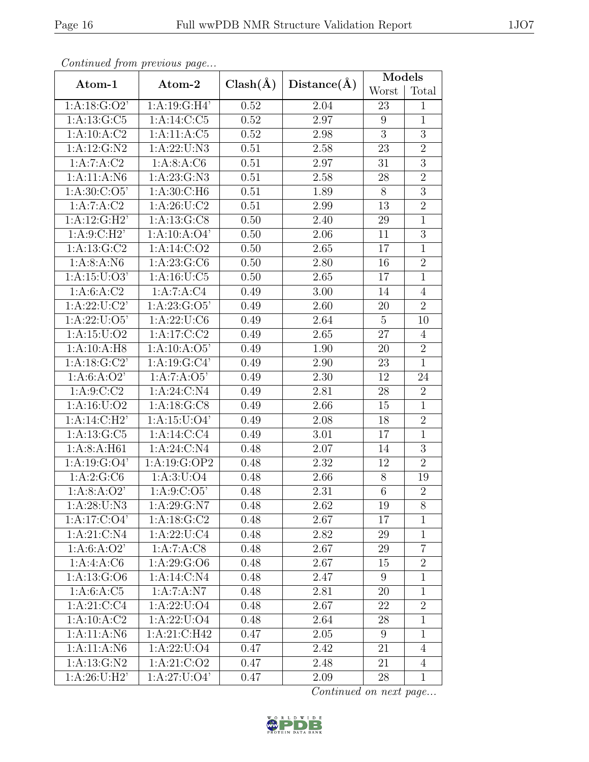*Continued from previous page...*

| Atom-1 | Atom-2 | Clash(Å) | Distance(Å) | Models | |
|---|---|---|---|---|---|
| | | | | Worst | Total |
| 1:A:18:G:O2' | 1:A:19:G:H4' | 0.52 | 2.04 | 23 | 1 |
| 1:A:13:G:C5 | 1:A:14:C:C5 | 0.52 | 2.97 | 9 | 1 |
| 1:A:10:A:C2 | 1:A:11:A:C5 | 0.52 | 2.98 | 3 | 3 |
| 1:A:12:G:N2 | 1:A:22:U:N3 | 0.51 | 2.58 | 23 | 2 |
| 1:A:7:A:C2 | 1:A:8:A:C6 | 0.51 | 2.97 | 31 | 3 |
| 1:A:11:A:N6 | 1:A:23:G:N3 | 0.51 | 2.58 | 28 | 2 |
| 1:A:30:C:O5' | 1:A:30:C:H6 | 0.51 | 1.89 | 8 | 3 |
| 1:A:7:A:C2 | 1:A:26:U:C2 | 0.51 | 2.99 | 13 | 2 |
| 1:A:12:G:H2' | 1:A:13:G:C8 | 0.50 | 2.40 | 29 | 1 |
| 1:A:9:C:H2' | 1:A:10:A:O4' | 0.50 | 2.06 | 11 | 3 |
| 1:A:13:G:C2 | 1:A:14:C:O2 | 0.50 | 2.65 | 17 | 1 |
| 1:A:8:A:N6 | 1:A:23:G:C6 | 0.50 | 2.80 | 16 | 2 |
| 1:A:15:U:O3' | 1:A:16:U:C5 | 0.50 | 2.65 | 17 | 1 |
| 1:A:6:A:C2 | 1:A:7:A:C4 | 0.49 | 3.00 | 14 | 4 |
| 1:A:22:U:C2' | 1:A:23:G:O5' | 0.49 | 2.60 | 20 | 2 |
| 1:A:22:U:O5' | 1:A:22:U:C6 | 0.49 | 2.64 | 5 | 10 |
| 1:A:15:U:O2 | 1:A:17:C:C2 | 0.49 | 2.65 | 27 | 4 |
| 1:A:10:A:H8 | 1:A:10:A:O5' | 0.49 | 1.90 | 20 | 2 |
| 1:A:18:G:C2' | 1:A:19:G:C4' | 0.49 | 2.90 | 23 | 1 |
| 1:A:6:A:O2' | 1:A:7:A:O5' | 0.49 | 2.30 | 12 | 24 |
| 1:A:9:C:C2 | 1:A:24:C:N4 | 0.49 | 2.81 | 28 | 2 |
| 1:A:16:U:O2 | 1:A:18:G:C8 | 0.49 | 2.66 | 15 | 1 |
| 1:A:14:C:H2' | 1:A:15:U:O4' | 0.49 | 2.08 | 18 | 2 |
| 1:A:13:G:C5 | 1:A:14:C:C4 | 0.49 | 3.01 | 17 | 1 |
| 1:A:8:A:H61 | 1:A:24:C:N4 | 0.48 | 2.07 | 14 | 3 |
| 1:A:19:G:O4' | 1:A:19:G:OP2 | 0.48 | 2.32 | 12 | 2 |
| 1:A:2:G:C6 | 1:A:3:U:O4 | 0.48 | 2.66 | 8 | 19 |
| 1:A:8:A:O2' | 1:A:9:C:O5' | 0.48 | 2.31 | 6 | 2 |
| 1:A:28:U:N3 | 1:A:29:G:N7 | 0.48 | 2.62 | 19 | 8 |
| 1:A:17:C:O4' | 1:A:18:G:C2 | 0.48 | 2.67 | 17 | 1 |
| 1:A:21:C:N4 | 1:A:22:U:C4 | 0.48 | 2.82 | 29 | 1 |
| 1:A:6:A:O2' | 1:A:7:A:C8 | 0.48 | 2.67 | 29 | 7 |
| 1:A:4:A:C6 | 1:A:29:G:O6 | 0.48 | 2.67 | 15 | 2 |
| 1:A:13:G:O6 | 1:A:14:C:N4 | 0.48 | 2.47 | 9 | 1 |
| 1:A:6:A:C5 | 1:A:7:A:N7 | 0.48 | 2.81 | 20 | 1 |
| 1:A:21:C:C4 | 1:A:22:U:O4 | 0.48 | 2.67 | 22 | 2 |
| 1:A:10:A:C2 | 1:A:22:U:O4 | 0.48 | 2.64 | 28 | 1 |
| 1:A:11:A:N6 | 1:A:21:C:H42 | 0.47 | 2.05 | 9 | 1 |
| 1:A:11:A:N6 | 1:A:22:U:O4 | 0.47 | 2.42 | 21 | 4 |
| 1:A:13:G:N2 | 1:A:21:C:O2 | 0.47 | 2.48 | 21 | 4 |
| 1:A:26:U:H2' | 1:A:27:U:O4' | 0.47 | 2.09 | 28 | 1 |

*Continued on next page...*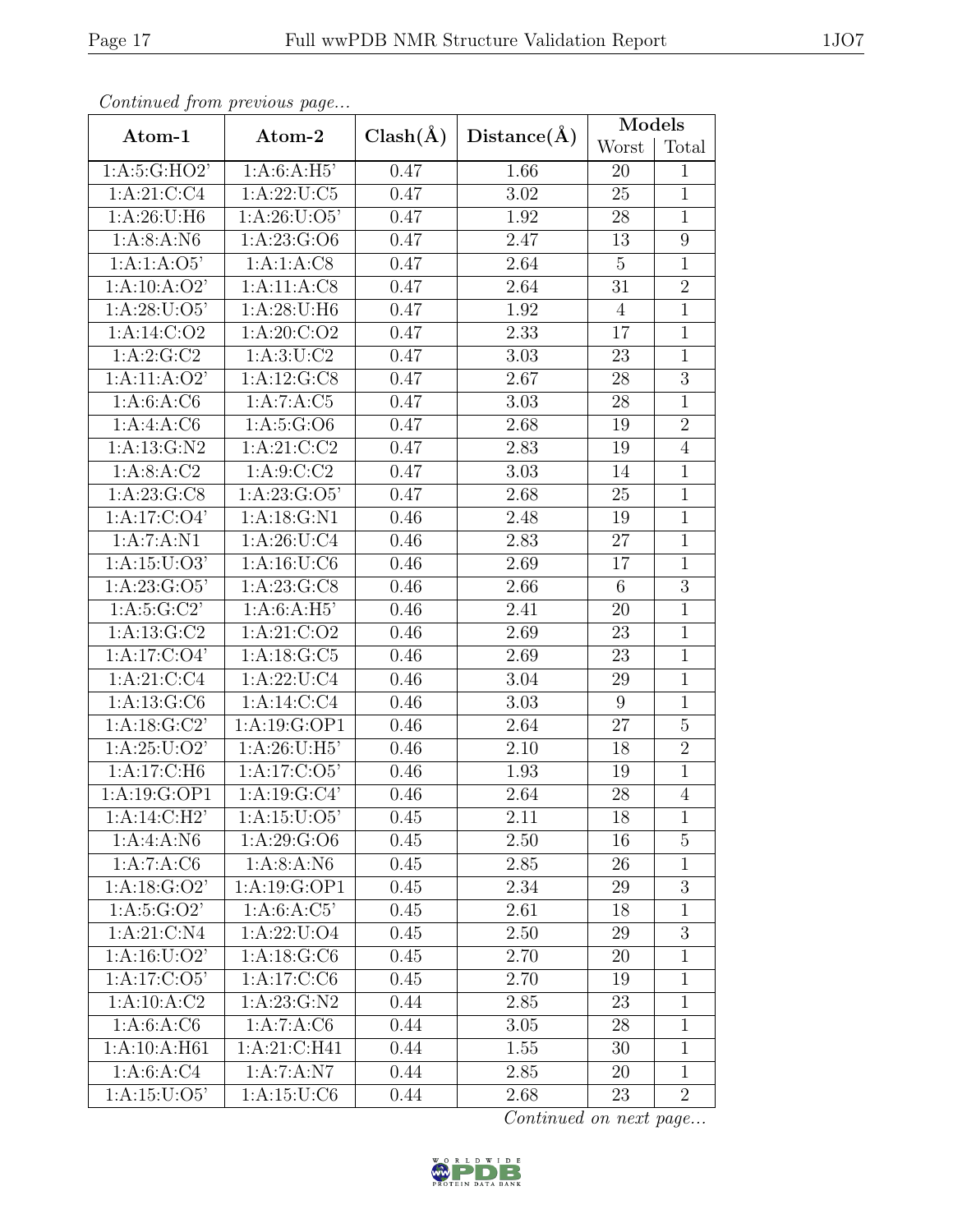*Continued from previous page...*

| Atom-1 | Atom-2 | Clash(Å) | Distance(Å) | Models | |
|---|---|---|---|---|---|
| | | | | Worst | Total |
| 1:A:5:G:HO2' | 1:A:6:A:H5' | 0.47 | 1.66 | 20 | 1 |
| 1:A:21:C:C4 | 1:A:22:U:C5 | 0.47 | 3.02 | 25 | 1 |
| 1:A:26:U:H6 | 1:A:26:U:O5' | 0.47 | 1.92 | 28 | 1 |
| 1:A:8:A:N6 | 1:A:23:G:O6 | 0.47 | 2.47 | 13 | 9 |
| 1:A:1:A:O5' | 1:A:1:A:C8 | 0.47 | 2.64 | 5 | 1 |
| 1:A:10:A:O2' | 1:A:11:A:C8 | 0.47 | 2.64 | 31 | 2 |
| 1:A:28:U:O5' | 1:A:28:U:H6 | 0.47 | 1.92 | 4 | 1 |
| 1:A:14:C:O2 | 1:A:20:C:O2 | 0.47 | 2.33 | 17 | 1 |
| 1:A:2:G:C2 | 1:A:3:U:C2 | 0.47 | 3.03 | 23 | 1 |
| 1:A:11:A:O2' | 1:A:12:G:C8 | 0.47 | 2.67 | 28 | 3 |
| 1:A:6:A:C6 | 1:A:7:A:C5 | 0.47 | 3.03 | 28 | 1 |
| 1:A:4:A:C6 | 1:A:5:G:O6 | 0.47 | 2.68 | 19 | 2 |
| 1:A:13:G:N2 | 1:A:21:C:C2 | 0.47 | 2.83 | 19 | 4 |
| 1:A:8:A:C2 | 1:A:9:C:C2 | 0.47 | 3.03 | 14 | 1 |
| 1:A:23:G:C8 | 1:A:23:G:O5' | 0.47 | 2.68 | 25 | 1 |
| 1:A:17:C:O4' | 1:A:18:G:N1 | 0.46 | 2.48 | 19 | 1 |
| 1:A:7:A:N1 | 1:A:26:U:C4 | 0.46 | 2.83 | 27 | 1 |
| 1:A:15:U:O3' | 1:A:16:U:C6 | 0.46 | 2.69 | 17 | 1 |
| 1:A:23:G:O5' | 1:A:23:G:C8 | 0.46 | 2.66 | 6 | 3 |
| 1:A:5:G:C2' | 1:A:6:A:H5' | 0.46 | 2.41 | 20 | 1 |
| 1:A:13:G:C2 | 1:A:21:C:O2 | 0.46 | 2.69 | 23 | 1 |
| 1:A:17:C:O4' | 1:A:18:G:C5 | 0.46 | 2.69 | 23 | 1 |
| 1:A:21:C:C4 | 1:A:22:U:C4 | 0.46 | 3.04 | 29 | 1 |
| 1:A:13:G:C6 | 1:A:14:C:C4 | 0.46 | 3.03 | 9 | 1 |
| 1:A:18:G:C2' | 1:A:19:G:OP1 | 0.46 | 2.64 | 27 | 5 |
| 1:A:25:U:O2' | 1:A:26:U:H5' | 0.46 | 2.10 | 18 | 2 |
| 1:A:17:C:H6 | 1:A:17:C:O5' | 0.46 | 1.93 | 19 | 1 |
| 1:A:19:G:OP1 | 1:A:19:G:C4' | 0.46 | 2.64 | 28 | 4 |
| 1:A:14:C:H2' | 1:A:15:U:O5' | 0.45 | 2.11 | 18 | 1 |
| 1:A:4:A:N6 | 1:A:29:G:O6 | 0.45 | 2.50 | 16 | 5 |
| 1:A:7:A:C6 | 1:A:8:A:N6 | 0.45 | 2.85 | 26 | 1 |
| 1:A:18:G:O2' | 1:A:19:G:OP1 | 0.45 | 2.34 | 29 | 3 |
| 1:A:5:G:O2' | 1:A:6:A:C5' | 0.45 | 2.61 | 18 | 1 |
| 1:A:21:C:N4 | 1:A:22:U:O4 | 0.45 | 2.50 | 29 | 3 |
| 1:A:16:U:O2' | 1:A:18:G:C6 | 0.45 | 2.70 | 20 | 1 |
| 1:A:17:C:O5' | 1:A:17:C:C6 | 0.45 | 2.70 | 19 | 1 |
| 1:A:10:A:C2 | 1:A:23:G:N2 | 0.44 | 2.85 | 23 | 1 |
| 1:A:6:A:C6 | 1:A:7:A:C6 | 0.44 | 3.05 | 28 | 1 |
| 1:A:10:A:H61 | 1:A:21:C:H41 | 0.44 | 1.55 | 30 | 1 |
| 1:A:6:A:C4 | 1:A:7:A:N7 | 0.44 | 2.85 | 20 | 1 |
| 1:A:15:U:O5' | 1:A:15:U:C6 | 0.44 | 2.68 | 23 | 2 |

*Continued on next page...*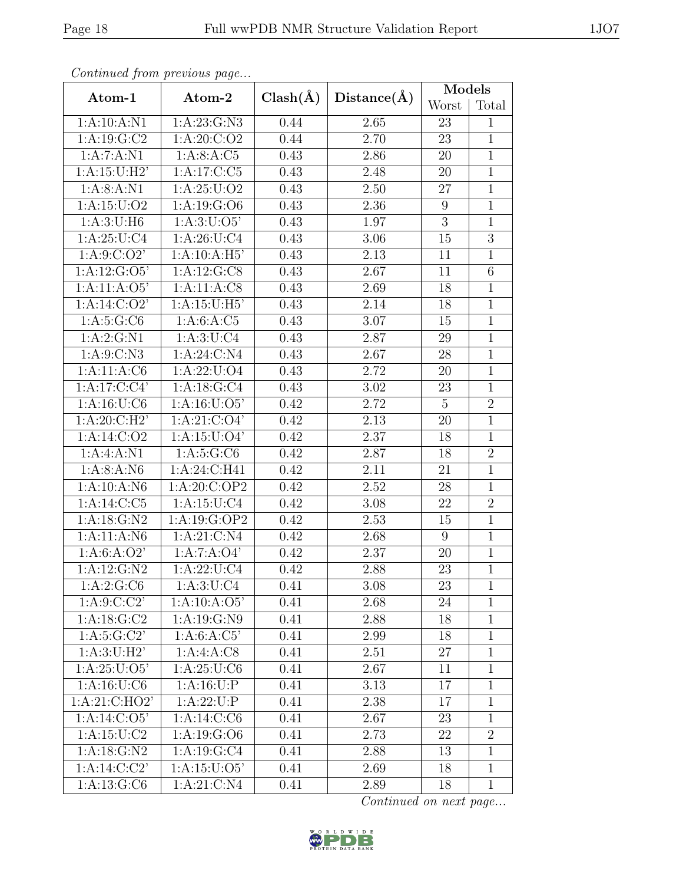*Continued from previous page...*

| Atom-1 | Atom-2 | Clash(Å) | Distance(Å) | Models | |
|---|---|---|---|---|---|
| | | | | Worst | Total |
| 1:A:10:A:N1 | 1:A:23:G:N3 | 0.44 | 2.65 | 23 | 1 |
| 1:A:19:G:C2 | 1:A:20:C:O2 | 0.44 | 2.70 | 23 | 1 |
| 1:A:7:A:N1 | 1:A:8:A:C5 | 0.43 | 2.86 | 20 | 1 |
| 1:A:15:U:H2' | 1:A:17:C:C5 | 0.43 | 2.48 | 20 | 1 |
| 1:A:8:A:N1 | 1:A:25:U:O2 | 0.43 | 2.50 | 27 | 1 |
| 1:A:15:U:O2 | 1:A:19:G:O6 | 0.43 | 2.36 | 9 | 1 |
| 1:A:3:U:H6 | 1:A:3:U:O5' | 0.43 | 1.97 | 3 | 1 |
| 1:A:25:U:C4 | 1:A:26:U:C4 | 0.43 | 3.06 | 15 | 3 |
| 1:A:9:C:O2' | 1:A:10:A:H5' | 0.43 | 2.13 | 11 | 1 |
| 1:A:12:G:O5' | 1:A:12:G:C8 | 0.43 | 2.67 | 11 | 6 |
| 1:A:11:A:O5' | 1:A:11:A:C8 | 0.43 | 2.69 | 18 | 1 |
| 1:A:14:C:O2' | 1:A:15:U:H5' | 0.43 | 2.14 | 18 | 1 |
| 1:A:5:G:C6 | 1:A:6:A:C5 | 0.43 | 3.07 | 15 | 1 |
| 1:A:2:G:N1 | 1:A:3:U:C4 | 0.43 | 2.87 | 29 | 1 |
| 1:A:9:C:N3 | 1:A:24:C:N4 | 0.43 | 2.67 | 28 | 1 |
| 1:A:11:A:C6 | 1:A:22:U:O4 | 0.43 | 2.72 | 20 | 1 |
| 1:A:17:C:C4' | 1:A:18:G:C4 | 0.43 | 3.02 | 23 | 1 |
| 1:A:16:U:C6 | 1:A:16:U:O5' | 0.42 | 2.72 | 5 | 2 |
| 1:A:20:C:H2' | 1:A:21:C:O4' | 0.42 | 2.13 | 20 | 1 |
| 1:A:14:C:O2 | 1:A:15:U:O4' | 0.42 | 2.37 | 18 | 1 |
| 1:A:4:A:N1 | 1:A:5:G:C6 | 0.42 | 2.87 | 18 | 2 |
| 1:A:8:A:N6 | 1:A:24:C:H41 | 0.42 | 2.11 | 21 | 1 |
| 1:A:10:A:N6 | 1:A:20:C:OP2 | 0.42 | 2.52 | 28 | 1 |
| 1:A:14:C:C5 | 1:A:15:U:C4 | 0.42 | 3.08 | 22 | 2 |
| 1:A:18:G:N2 | 1:A:19:G:OP2 | 0.42 | 2.53 | 15 | 1 |
| 1:A:11:A:N6 | 1:A:21:C:N4 | 0.42 | 2.68 | 9 | 1 |
| 1:A:6:A:O2' | 1:A:7:A:O4' | 0.42 | 2.37 | 20 | 1 |
| 1:A:12:G:N2 | 1:A:22:U:C4 | 0.42 | 2.88 | 23 | 1 |
| 1:A:2:G:C6 | 1:A:3:U:C4 | 0.41 | 3.08 | 23 | 1 |
| 1:A:9:C:C2' | 1:A:10:A:O5' | 0.41 | 2.68 | 24 | 1 |
| 1:A:18:G:C2 | 1:A:19:G:N9 | 0.41 | 2.88 | 18 | 1 |
| 1:A:5:G:C2' | 1:A:6:A:C5' | 0.41 | 2.99 | 18 | 1 |
| 1:A:3:U:H2' | 1:A:4:A:C8 | 0.41 | 2.51 | 27 | 1 |
| 1:A:25:U:O5' | 1:A:25:U:C6 | 0.41 | 2.67 | 11 | 1 |
| 1:A:16:U:C6 | 1:A:16:U:P | 0.41 | 3.13 | 17 | 1 |
| 1:A:21:C:HO2' | 1:A:22:U:P | 0.41 | 2.38 | 17 | 1 |
| 1:A:14:C:O5' | 1:A:14:C:C6 | 0.41 | 2.67 | 23 | 1 |
| 1:A:15:U:C2 | 1:A:19:G:O6 | 0.41 | 2.73 | 22 | 2 |
| 1:A:18:G:N2 | 1:A:19:G:C4 | 0.41 | 2.88 | 13 | 1 |
| 1:A:14:C:C2' | 1:A:15:U:O5' | 0.41 | 2.69 | 18 | 1 |
| 1:A:13:G:C6 | 1:A:21:C:N4 | 0.41 | 2.89 | 18 | 1 |

*Continued on next page...*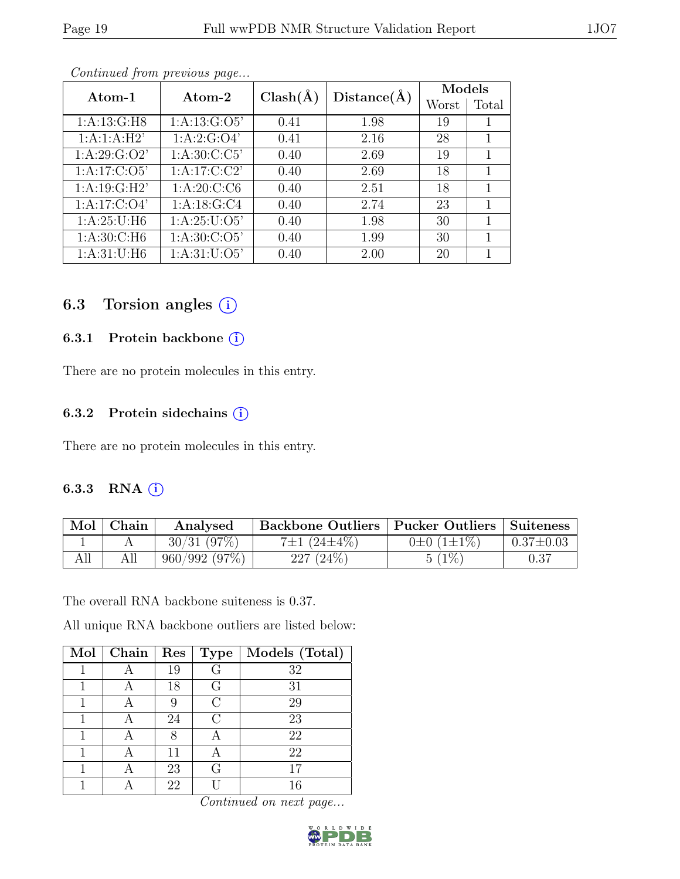*Continued from previous page...*

| Atom-1 | Atom-2 | Clash(Å) | Distance(Å) | Models | |
|---|---|---|---|---|---|
| | | | | Worst | Total |
| 1:A:13:G:H8 | 1:A:13:G:O5' | 0.41 | 1.98 | 19 | 1 |
| 1:A:1:A:H2' | 1:A:2:G:O4' | 0.41 | 2.16 | 28 | 1 |
| 1:A:29:G:O2' | 1:A:30:C:C5' | 0.40 | 2.69 | 19 | 1 |
| 1:A:17:C:O5' | 1:A:17:C:C2' | 0.40 | 2.69 | 18 | 1 |
| 1:A:19:G:H2' | 1:A:20:C:C6 | 0.40 | 2.51 | 18 | 1 |
| 1:A:17:C:O4' | 1:A:18:G:C4 | 0.40 | 2.74 | 23 | 1 |
| 1:A:25:U:H6 | 1:A:25:U:O5' | 0.40 | 1.98 | 30 | 1 |
| 1:A:30:C:H6 | 1:A:30:C:O5' | 0.40 | 1.99 | 30 | 1 |
| 1:A:31:U:H6 | 1:A:31:U:O5' | 0.40 | 2.00 | 20 | 1 |

## 6.3 Torsion angles (i)

### 6.3.1 Protein backbone (i)

There are no protein molecules in this entry.

### 6.3.2 Protein sidechains (i)

There are no protein molecules in this entry.

### 6.3.3 RNA (i)

| Mol | Chain | Analysed | Backbone Outliers | Pucker Outliers | Suiteness |
|---|---|---|---|---|---|
| 1 | A | 30/31 (97%) | 7±1 (24±4%) | 0±0 (1±1%) | 0.37±0.03 |
| All | All | 960/992 (97%) | 227 (24%) | 5 (1%) | 0.37 |

The overall RNA backbone suiteness is 0.37.

All unique RNA backbone outliers are listed below:

| Mol | Chain | Res | Type | Models (Total) |
|---|---|---|---|---|
| 1 | A | 19 | G | 32 |
| 1 | A | 18 | G | 31 |
| 1 | A | 9 | C | 29 |
| 1 | A | 24 | C | 23 |
| 1 | A | 8 | A | 22 |
| 1 | A | 11 | A | 22 |
| 1 | A | 23 | G | 17 |
| 1 | A | 22 | U | 16 |

*Continued on next page...*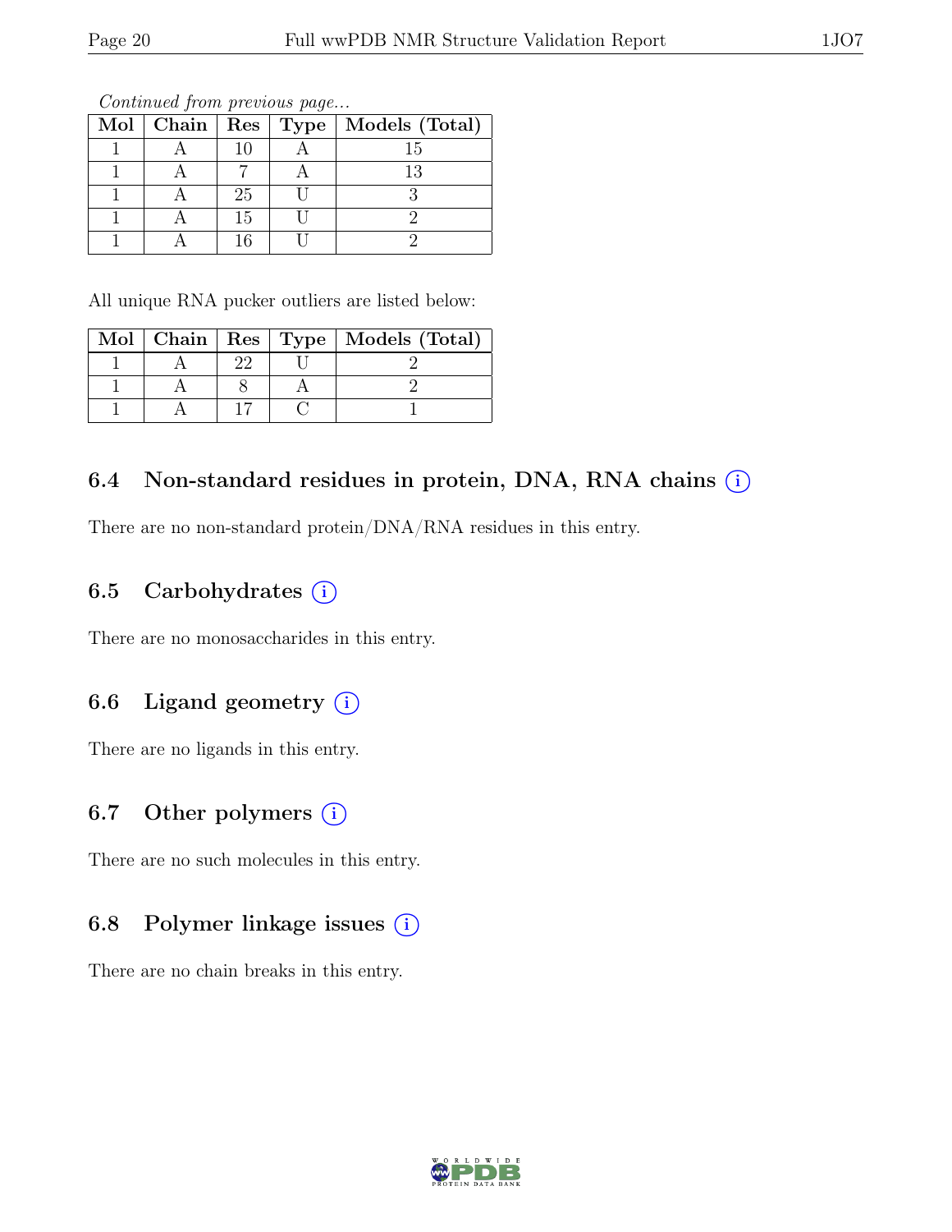*Continued from previous page...*

| Mol | Chain | Res | Type | Models (Total) |
|---|---|---|---|---|
| 1 | A | 10 | A | 15 |
| 1 | A | 7 | A | 13 |
| 1 | A | 25 | U | 3 |
| 1 | A | 15 | U | 2 |
| 1 | A | 16 | U | 2 |

All unique RNA pucker outliers are listed below:

| Mol | Chain | Res | Type | Models (Total) |
|---|---|---|---|---|
| 1 | A | 22 | U | 2 |
| 1 | A | 8 | A | 2 |
| 1 | A | 17 | C | 1 |

### 6.4 Non-standard residues in protein, DNA, RNA chains (i)

There are no non-standard protein/DNA/RNA residues in this entry.

### 6.5 Carbohydrates (i)

There are no monosaccharides in this entry.

### 6.6 Ligand geometry (i)

There are no ligands in this entry.

### 6.7 Other polymers (i)

There are no such molecules in this entry.

### 6.8 Polymer linkage issues (i)

There are no chain breaks in this entry.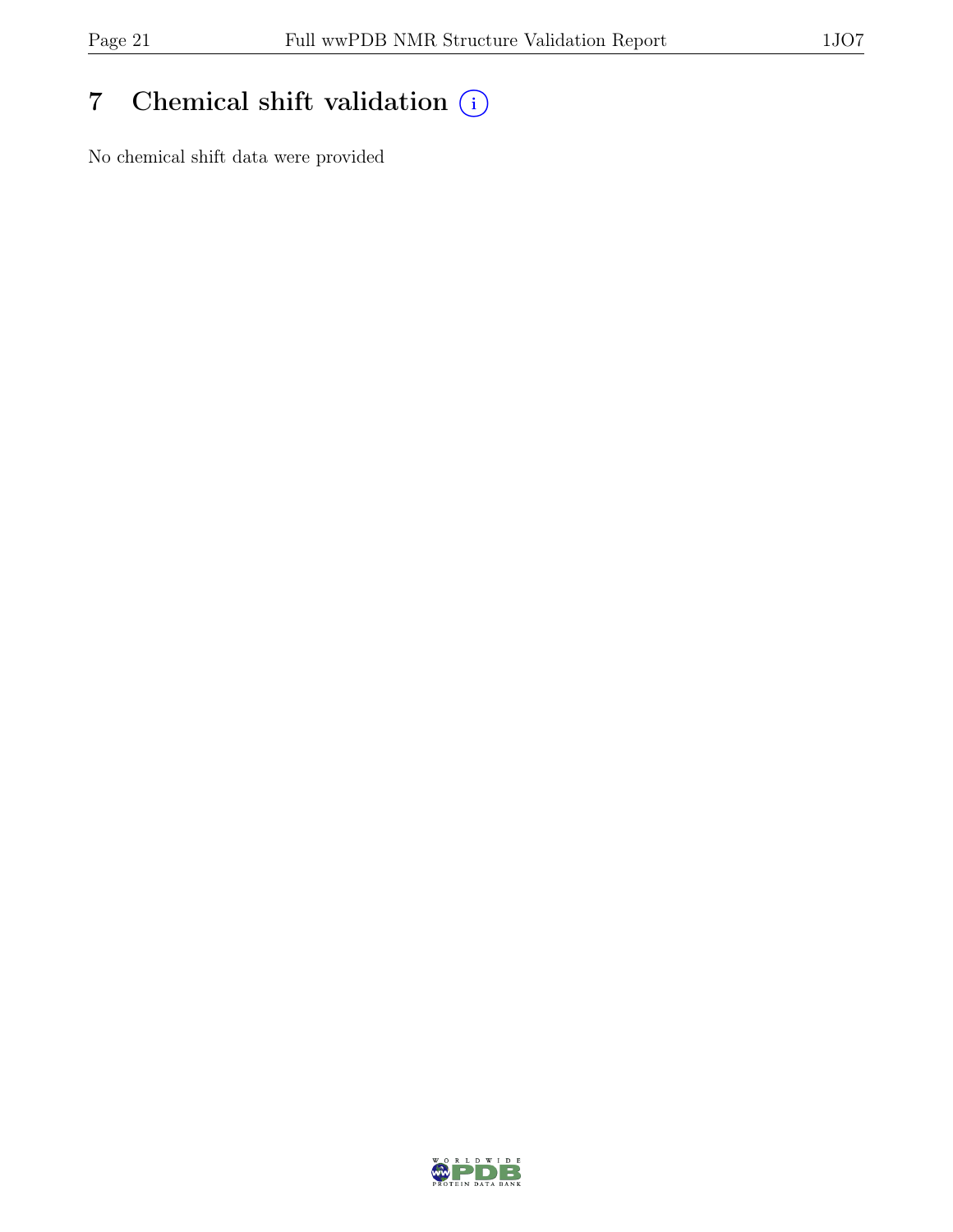# 7 Chemical shift validation

No chemical shift data were provided